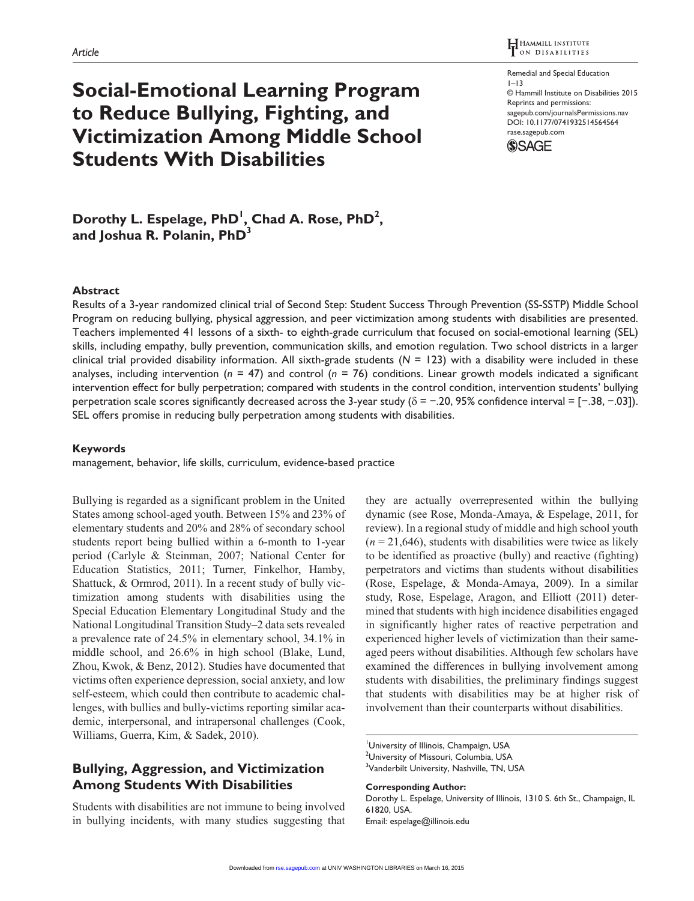Article

# Social-Emotional Learning Program to Reduce Bullying, Fighting, and Victimization Among Middle School Students With Disabilities

**Dorothy L. Espelage, PhD[1], Chad A. Rose, PhD[2], and Joshua R. Polanin, PhD[3]**

### Abstract

Results of a 3-year randomized clinical trial of Second Step: Student Success Through Prevention (SS-SSTP) Middle School Program on reducing bullying, physical aggression, and peer victimization among students with disabilities are presented. Teachers implemented 41 lessons of a sixth- to eighth-grade curriculum that focused on social-emotional learning (SEL) skills, including empathy, bully prevention, communication skills, and emotion regulation. Two school districts in a larger clinical trial provided disability information. All sixth-grade students ($N$ = 123) with a disability were included in these analyses, including intervention ($n$ = 47) and control ($n$ = 76) conditions. Linear growth models indicated a significant intervention effect for bully perpetration; compared with students in the control condition, intervention students' bullying perpetration scale scores significantly decreased across the 3-year study ($\delta = -.20$, 95% confidence interval = [−.38, −.03]). SEL offers promise in reducing bully perpetration among students with disabilities.

### Keywords

management, behavior, life skills, curriculum, evidence-based practice

Bullying is regarded as a significant problem in the United States among school-aged youth. Between 15% and 23% of elementary students and 20% and 28% of secondary school students report being bullied within a 6-month to 1-year period (Carlyle & Steinman, 2007; National Center for Education Statistics, 2011; Turner, Finkelhor, Hamby, Shattuck, & Ormrod, 2011). In a recent study of bully victimization among students with disabilities using the Special Education Elementary Longitudinal Study and the National Longitudinal Transition Study–2 data sets revealed a prevalence rate of 24.5% in elementary school, 34.1% in middle school, and 26.6% in high school (Blake, Lund, Zhou, Kwok, & Benz, 2012). Studies have documented that victims often experience depression, social anxiety, and low self-esteem, which could then contribute to academic challenges, with bullies and bully-victims reporting similar academic, interpersonal, and intrapersonal challenges (Cook, Williams, Guerra, Kim, & Sadek, 2010).

## Bullying, Aggression, and Victimization Among Students With Disabilities

Students with disabilities are not immune to being involved in bullying incidents, with many studies suggesting that they are actually overrepresented within the bullying dynamic (see Rose, Monda-Amaya, & Espelage, 2011, for review). In a regional study of middle and high school youth ($n$ = 21,646), students with disabilities were twice as likely to be identified as proactive (bully) and reactive (fighting) perpetrators and victims than students without disabilities (Rose, Espelage, & Monda-Amaya, 2009). In a similar study, Rose, Espelage, Aragon, and Elliott (2011) determined that students with high incidence disabilities engaged in significantly higher rates of reactive perpetration and experienced higher levels of victimization than their same-aged peers without disabilities. Although few scholars have examined the differences in bullying involvement among students with disabilities, the preliminary findings suggest that students with disabilities may be at higher risk of involvement than their counterparts without disabilities.

[1]University of Illinois, Champaign, USA
[2]University of Missouri, Columbia, USA
[3]Vanderbilt University, Nashville, TN, USA

**Corresponding Author:**
Dorothy L. Espelage, University of Illinois, 1310 S. 6th St., Champaign, IL 61820, USA.
Email: espelage@illinois.edu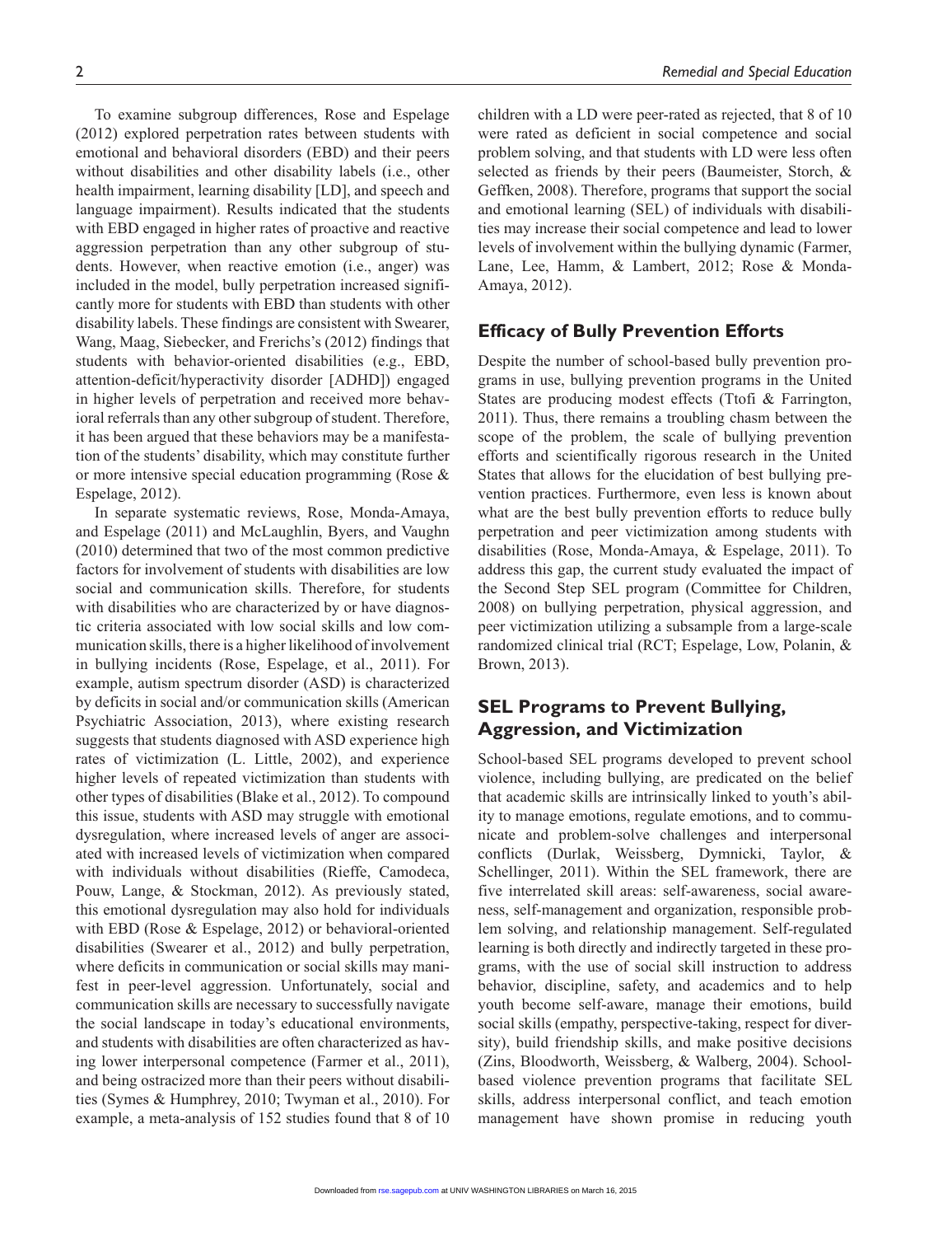To examine subgroup differences, Rose and Espelage (2012) explored perpetration rates between students with emotional and behavioral disorders (EBD) and their peers without disabilities and other disability labels (i.e., other health impairment, learning disability [LD], and speech and language impairment). Results indicated that the students with EBD engaged in higher rates of proactive and reactive aggression perpetration than any other subgroup of students. However, when reactive emotion (i.e., anger) was included in the model, bully perpetration increased significantly more for students with EBD than students with other disability labels. These findings are consistent with Swearer, Wang, Maag, Siebecker, and Frerichs's (2012) findings that students with behavior-oriented disabilities (e.g., EBD, attention-deficit/hyperactivity disorder [ADHD]) engaged in higher levels of perpetration and received more behavioral referrals than any other subgroup of student. Therefore, it has been argued that these behaviors may be a manifestation of the students' disability, which may constitute further or more intensive special education programming (Rose & Espelage, 2012).

In separate systematic reviews, Rose, Monda-Amaya, and Espelage (2011) and McLaughlin, Byers, and Vaughn (2010) determined that two of the most common predictive factors for involvement of students with disabilities are low social and communication skills. Therefore, for students with disabilities who are characterized by or have diagnostic criteria associated with low social skills and low communication skills, there is a higher likelihood of involvement in bullying incidents (Rose, Espelage, et al., 2011). For example, autism spectrum disorder (ASD) is characterized by deficits in social and/or communication skills (American Psychiatric Association, 2013), where existing research suggests that students diagnosed with ASD experience high rates of victimization (L. Little, 2002), and experience higher levels of repeated victimization than students with other types of disabilities (Blake et al., 2012). To compound this issue, students with ASD may struggle with emotional dysregulation, where increased levels of anger are associated with increased levels of victimization when compared with individuals without disabilities (Rieffe, Camodeca, Pouw, Lange, & Stockman, 2012). As previously stated, this emotional dysregulation may also hold for individuals with EBD (Rose & Espelage, 2012) or behavioral-oriented disabilities (Swearer et al., 2012) and bully perpetration, where deficits in communication or social skills may manifest in peer-level aggression. Unfortunately, social and communication skills are necessary to successfully navigate the social landscape in today's educational environments, and students with disabilities are often characterized as having lower interpersonal competence (Farmer et al., 2011), and being ostracized more than their peers without disabilities (Symes & Humphrey, 2010; Twyman et al., 2010). For example, a meta-analysis of 152 studies found that 8 of 10 children with a LD were peer-rated as rejected, that 8 of 10 were rated as deficient in social competence and social problem solving, and that students with LD were less often selected as friends by their peers (Baumeister, Storch, & Geffken, 2008). Therefore, programs that support the social and emotional learning (SEL) of individuals with disabilities may increase their social competence and lead to lower levels of involvement within the bullying dynamic (Farmer, Lane, Lee, Hamm, & Lambert, 2012; Rose & Monda-Amaya, 2012).

## Efficacy of Bully Prevention Efforts

Despite the number of school-based bully prevention programs in use, bullying prevention programs in the United States are producing modest effects (Ttofi & Farrington, 2011). Thus, there remains a troubling chasm between the scope of the problem, the scale of bullying prevention efforts and scientifically rigorous research in the United States that allows for the elucidation of best bullying prevention practices. Furthermore, even less is known about what are the best bully prevention efforts to reduce bully perpetration and peer victimization among students with disabilities (Rose, Monda-Amaya, & Espelage, 2011). To address this gap, the current study evaluated the impact of the Second Step SEL program (Committee for Children, 2008) on bullying perpetration, physical aggression, and peer victimization utilizing a subsample from a large-scale randomized clinical trial (RCT; Espelage, Low, Polanin, & Brown, 2013).

## SEL Programs to Prevent Bullying, Aggression, and Victimization

School-based SEL programs developed to prevent school violence, including bullying, are predicated on the belief that academic skills are intrinsically linked to youth's ability to manage emotions, regulate emotions, and to communicate and problem-solve challenges and interpersonal conflicts (Durlak, Weissberg, Dymnicki, Taylor, & Schellinger, 2011). Within the SEL framework, there are five interrelated skill areas: self-awareness, social awareness, self-management and organization, responsible problem solving, and relationship management. Self-regulated learning is both directly and indirectly targeted in these programs, with the use of social skill instruction to address behavior, discipline, safety, and academics and to help youth become self-aware, manage their emotions, build social skills (empathy, perspective-taking, respect for diversity), build friendship skills, and make positive decisions (Zins, Bloodworth, Weissberg, & Walberg, 2004). School-based violence prevention programs that facilitate SEL skills, address interpersonal conflict, and teach emotion management have shown promise in reducing youth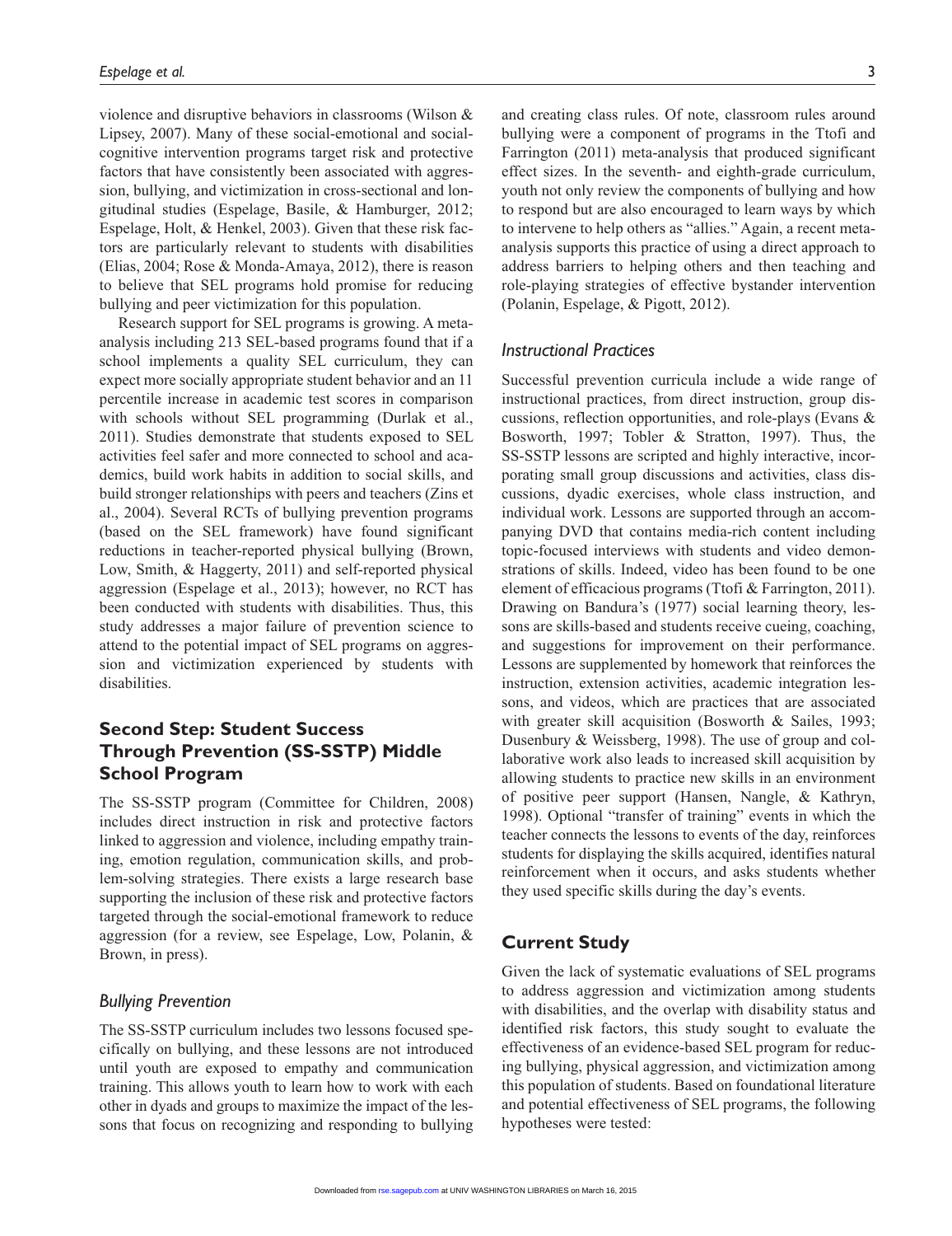violence and disruptive behaviors in classrooms (Wilson & Lipsey, 2007). Many of these social-emotional and social-cognitive intervention programs target risk and protective factors that have consistently been associated with aggression, bullying, and victimization in cross-sectional and longitudinal studies (Espelage, Basile, & Hamburger, 2012; Espelage, Holt, & Henkel, 2003). Given that these risk factors are particularly relevant to students with disabilities (Elias, 2004; Rose & Monda-Amaya, 2012), there is reason to believe that SEL programs hold promise for reducing bullying and peer victimization for this population.

Research support for SEL programs is growing. A meta-analysis including 213 SEL-based programs found that if a school implements a quality SEL curriculum, they can expect more socially appropriate student behavior and an 11 percentile increase in academic test scores in comparison with schools without SEL programming (Durlak et al., 2011). Studies demonstrate that students exposed to SEL activities feel safer and more connected to school and academics, build work habits in addition to social skills, and build stronger relationships with peers and teachers (Zins et al., 2004). Several RCTs of bullying prevention programs (based on the SEL framework) have found significant reductions in teacher-reported physical bullying (Brown, Low, Smith, & Haggerty, 2011) and self-reported physical aggression (Espelage et al., 2013); however, no RCT has been conducted with students with disabilities. Thus, this study addresses a major failure of prevention science to attend to the potential impact of SEL programs on aggression and victimization experienced by students with disabilities.

## Second Step: Student Success Through Prevention (SS-SSTP) Middle School Program

The SS-SSTP program (Committee for Children, 2008) includes direct instruction in risk and protective factors linked to aggression and violence, including empathy training, emotion regulation, communication skills, and problem-solving strategies. There exists a large research base supporting the inclusion of these risk and protective factors targeted through the social-emotional framework to reduce aggression (for a review, see Espelage, Low, Polanin, & Brown, in press).

### *Bullying Prevention*

The SS-SSTP curriculum includes two lessons focused specifically on bullying, and these lessons are not introduced until youth are exposed to empathy and communication training. This allows youth to learn how to work with each other in dyads and groups to maximize the impact of the lessons that focus on recognizing and responding to bullying and creating class rules. Of note, classroom rules around bullying were a component of programs in the Ttofi and Farrington (2011) meta-analysis that produced significant effect sizes. In the seventh- and eighth-grade curriculum, youth not only review the components of bullying and how to respond but are also encouraged to learn ways by which to intervene to help others as "allies." Again, a recent meta-analysis supports this practice of using a direct approach to address barriers to helping others and then teaching and role-playing strategies of effective bystander intervention (Polanin, Espelage, & Pigott, 2012).

### *Instructional Practices*

Successful prevention curricula include a wide range of instructional practices, from direct instruction, group discussions, reflection opportunities, and role-plays (Evans & Bosworth, 1997; Tobler & Stratton, 1997). Thus, the SS-SSTP lessons are scripted and highly interactive, incorporating small group discussions and activities, class discussions, dyadic exercises, whole class instruction, and individual work. Lessons are supported through an accompanying DVD that contains media-rich content including topic-focused interviews with students and video demonstrations of skills. Indeed, video has been found to be one element of efficacious programs (Ttofi & Farrington, 2011). Drawing on Bandura's (1977) social learning theory, lessons are skills-based and students receive cueing, coaching, and suggestions for improvement on their performance. Lessons are supplemented by homework that reinforces the instruction, extension activities, academic integration lessons, and videos, which are practices that are associated with greater skill acquisition (Bosworth & Sailes, 1993; Dusenbury & Weissberg, 1998). The use of group and collaborative work also leads to increased skill acquisition by allowing students to practice new skills in an environment of positive peer support (Hansen, Nangle, & Kathryn, 1998). Optional "transfer of training" events in which the teacher connects the lessons to events of the day, reinforces students for displaying the skills acquired, identifies natural reinforcement when it occurs, and asks students whether they used specific skills during the day's events.

## Current Study

Given the lack of systematic evaluations of SEL programs to address aggression and victimization among students with disabilities, and the overlap with disability status and identified risk factors, this study sought to evaluate the effectiveness of an evidence-based SEL program for reducing bullying, physical aggression, and victimization among this population of students. Based on foundational literature and potential effectiveness of SEL programs, the following hypotheses were tested: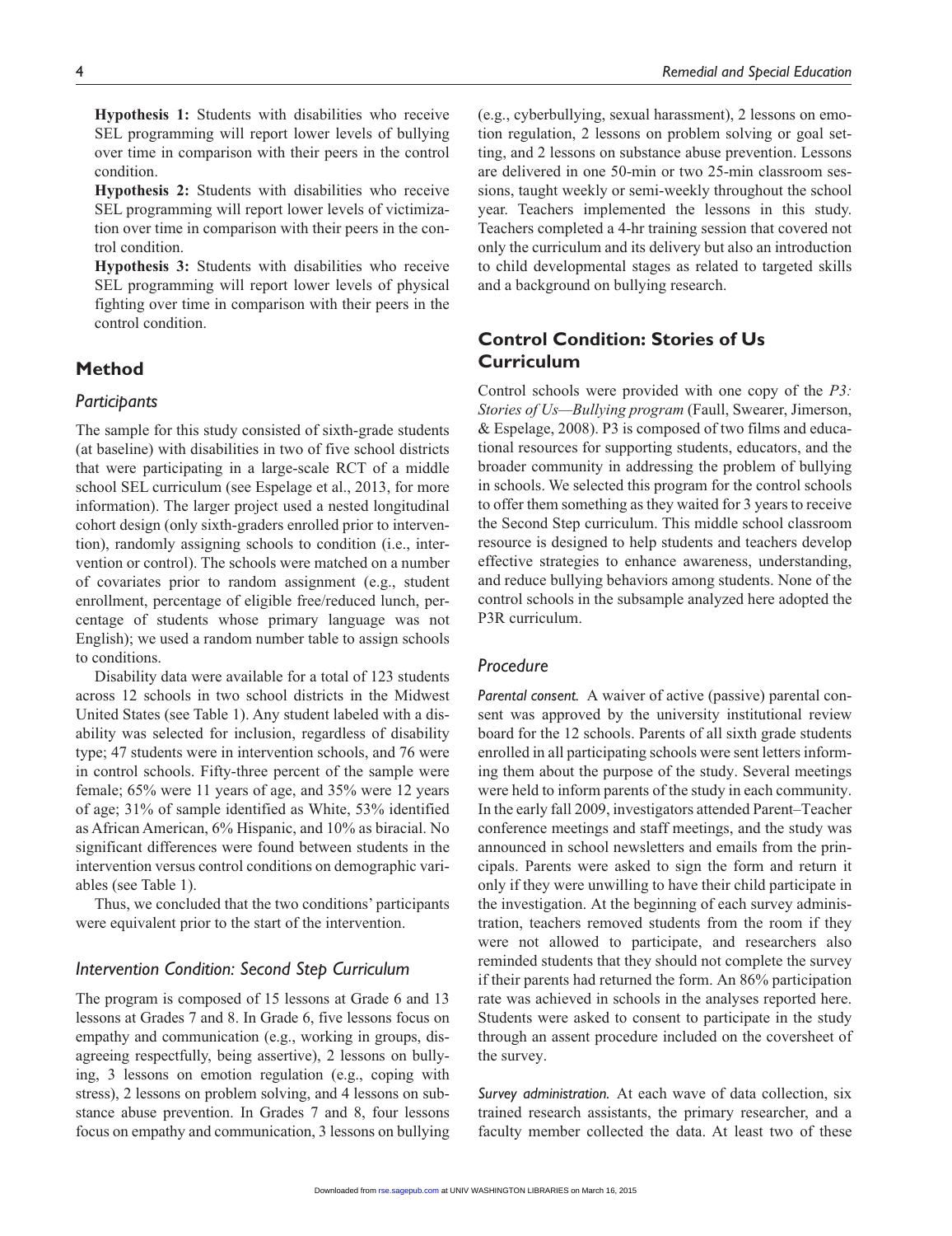**Hypothesis 1:** Students with disabilities who receive SEL programming will report lower levels of bullying over time in comparison with their peers in the control condition.

**Hypothesis 2:** Students with disabilities who receive SEL programming will report lower levels of victimization over time in comparison with their peers in the control condition.

**Hypothesis 3:** Students with disabilities who receive SEL programming will report lower levels of physical fighting over time in comparison with their peers in the control condition.

## Method

### Participants

The sample for this study consisted of sixth-grade students (at baseline) with disabilities in two of five school districts that were participating in a large-scale RCT of a middle school SEL curriculum (see Espelage et al., 2013, for more information). The larger project used a nested longitudinal cohort design (only sixth-graders enrolled prior to intervention), randomly assigning schools to condition (i.e., intervention or control). The schools were matched on a number of covariates prior to random assignment (e.g., student enrollment, percentage of eligible free/reduced lunch, percentage of students whose primary language was not English); we used a random number table to assign schools to conditions.

Disability data were available for a total of 123 students across 12 schools in two school districts in the Midwest United States (see Table 1). Any student labeled with a disability was selected for inclusion, regardless of disability type; 47 students were in intervention schools, and 76 were in control schools. Fifty-three percent of the sample were female; 65% were 11 years of age, and 35% were 12 years of age; 31% of sample identified as White, 53% identified as African American, 6% Hispanic, and 10% as biracial. No significant differences were found between students in the intervention versus control conditions on demographic variables (see Table 1).

Thus, we concluded that the two conditions' participants were equivalent prior to the start of the intervention.

### Intervention Condition: Second Step Curriculum

The program is composed of 15 lessons at Grade 6 and 13 lessons at Grades 7 and 8. In Grade 6, five lessons focus on empathy and communication (e.g., working in groups, disagreeing respectfully, being assertive), 2 lessons on bullying, 3 lessons on emotion regulation (e.g., coping with stress), 2 lessons on problem solving, and 4 lessons on substance abuse prevention. In Grades 7 and 8, four lessons focus on empathy and communication, 3 lessons on bullying (e.g., cyberbullying, sexual harassment), 2 lessons on emotion regulation, 2 lessons on problem solving or goal setting, and 2 lessons on substance abuse prevention. Lessons are delivered in one 50-min or two 25-min classroom sessions, taught weekly or semi-weekly throughout the school year. Teachers implemented the lessons in this study. Teachers completed a 4-hr training session that covered not only the curriculum and its delivery but also an introduction to child developmental stages as related to targeted skills and a background on bullying research.

## Control Condition: Stories of Us Curriculum

Control schools were provided with one copy of the *P3: Stories of Us—Bullying program* (Faull, Swearer, Jimerson, & Espelage, 2008). P3 is composed of two films and educational resources for supporting students, educators, and the broader community in addressing the problem of bullying in schools. We selected this program for the control schools to offer them something as they waited for 3 years to receive the Second Step curriculum. This middle school classroom resource is designed to help students and teachers develop effective strategies to enhance awareness, understanding, and reduce bullying behaviors among students. None of the control schools in the subsample analyzed here adopted the P3R curriculum.

### Procedure

*Parental consent.* A waiver of active (passive) parental consent was approved by the university institutional review board for the 12 schools. Parents of all sixth grade students enrolled in all participating schools were sent letters informing them about the purpose of the study. Several meetings were held to inform parents of the study in each community. In the early fall 2009, investigators attended Parent–Teacher conference meetings and staff meetings, and the study was announced in school newsletters and emails from the principals. Parents were asked to sign the form and return it only if they were unwilling to have their child participate in the investigation. At the beginning of each survey administration, teachers removed students from the room if they were not allowed to participate, and researchers also reminded students that they should not complete the survey if their parents had returned the form. An 86% participation rate was achieved in schools in the analyses reported here. Students were asked to consent to participate in the study through an assent procedure included on the coversheet of the survey.

*Survey administration.* At each wave of data collection, six trained research assistants, the primary researcher, and a faculty member collected the data. At least two of these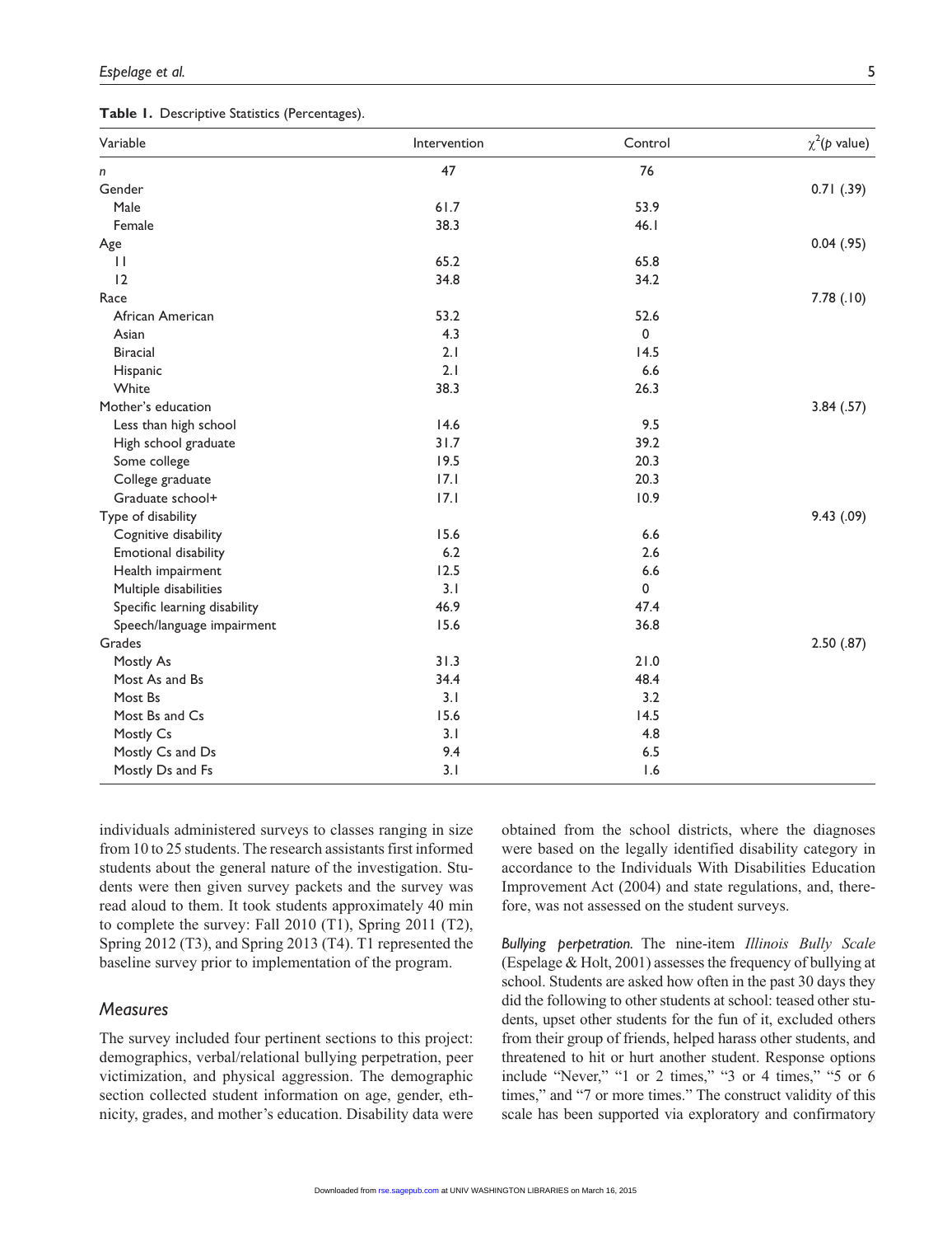**Table 1.** Descriptive Statistics (Percentages).

| Variable | Intervention | Control | $\chi^2$($p$ value) |
|---|---|---|---|
| $n$ | 47 | 76 | |
| Gender | | | 0.71 (.39) |
| Male | 61.7 | 53.9 | |
| Female | 38.3 | 46.1 | |
| Age | | | 0.04 (.95) |
| 11 | 65.2 | 65.8 | |
| 12 | 34.8 | 34.2 | |
| Race | | | 7.78 (.10) |
| African American | 53.2 | 52.6 | |
| Asian | 4.3 | 0 | |
| Biracial | 2.1 | 14.5 | |
| Hispanic | 2.1 | 6.6 | |
| White | 38.3 | 26.3 | |
| Mother's education | | | 3.84 (.57) |
| Less than high school | 14.6 | 9.5 | |
| High school graduate | 31.7 | 39.2 | |
| Some college | 19.5 | 20.3 | |
| College graduate | 17.1 | 20.3 | |
| Graduate school+ | 17.1 | 10.9 | |
| Type of disability | | | 9.43 (.09) |
| Cognitive disability | 15.6 | 6.6 | |
| Emotional disability | 6.2 | 2.6 | |
| Health impairment | 12.5 | 6.6 | |
| Multiple disabilities | 3.1 | 0 | |
| Specific learning disability | 46.9 | 47.4 | |
| Speech/language impairment | 15.6 | 36.8 | |
| Grades | | | 2.50 (.87) |
| Mostly As | 31.3 | 21.0 | |
| Most As and Bs | 34.4 | 48.4 | |
| Most Bs | 3.1 | 3.2 | |
| Most Bs and Cs | 15.6 | 14.5 | |
| Mostly Cs | 3.1 | 4.8 | |
| Mostly Cs and Ds | 9.4 | 6.5 | |
| Mostly Ds and Fs | 3.1 | 1.6 | |

individuals administered surveys to classes ranging in size from 10 to 25 students. The research assistants first informed students about the general nature of the investigation. Students were then given survey packets and the survey was read aloud to them. It took students approximately 40 min to complete the survey: Fall 2010 (T1), Spring 2011 (T2), Spring 2012 (T3), and Spring 2013 (T4). T1 represented the baseline survey prior to implementation of the program.

### *Measures*

The survey included four pertinent sections to this project: demographics, verbal/relational bullying perpetration, peer victimization, and physical aggression. The demographic section collected student information on age, gender, ethnicity, grades, and mother's education. Disability data were obtained from the school districts, where the diagnoses were based on the legally identified disability category in accordance to the Individuals With Disabilities Education Improvement Act (2004) and state regulations, and, therefore, was not assessed on the student surveys.

***Bullying perpetration.*** The nine-item *Illinois Bully Scale* (Espelage & Holt, 2001) assesses the frequency of bullying at school. Students are asked how often in the past 30 days they did the following to other students at school: teased other students, upset other students for the fun of it, excluded others from their group of friends, helped harass other students, and threatened to hit or hurt another student. Response options include "Never," "1 or 2 times," "3 or 4 times," "5 or 6 times," and "7 or more times." The construct validity of this scale has been supported via exploratory and confirmatory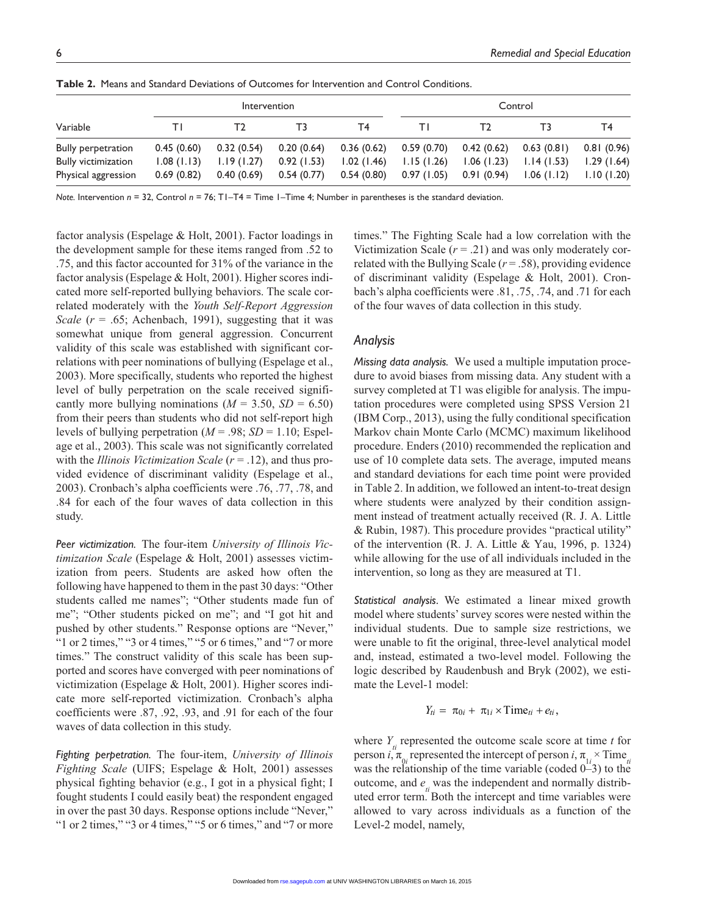**Table 2.** Means and Standard Deviations of Outcomes for Intervention and Control Conditions.

| Variable | Intervention | | | | Control | | | |
|---|---|---|---|---|---|---|---|---|
| | T1 | T2 | T3 | T4 | T1 | T2 | T3 | T4 |
| Bully perpetration | 0.45 (0.60) | 0.32 (0.54) | 0.20 (0.64) | 0.36 (0.62) | 0.59 (0.70) | 0.42 (0.62) | 0.63 (0.81) | 0.81 (0.96) |
| Bully victimization | 1.08 (1.13) | 1.19 (1.27) | 0.92 (1.53) | 1.02 (1.46) | 1.15 (1.26) | 1.06 (1.23) | 1.14 (1.53) | 1.29 (1.64) |
| Physical aggression | 0.69 (0.82) | 0.40 (0.69) | 0.54 (0.77) | 0.54 (0.80) | 0.97 (1.05) | 0.91 (0.94) | 1.06 (1.12) | 1.10 (1.20) |

*Note.* Intervention $n$ = 32, Control $n$ = 76; T1–T4 = Time 1–Time 4; Number in parentheses is the standard deviation.

factor analysis (Espelage & Holt, 2001). Factor loadings in the development sample for these items ranged from .52 to .75, and this factor accounted for 31% of the variance in the factor analysis (Espelage & Holt, 2001). Higher scores indicated more self-reported bullying behaviors. The scale correlated moderately with the *Youth Self-Report Aggression Scale* ($r$ = .65; Achenbach, 1991), suggesting that it was somewhat unique from general aggression. Concurrent validity of this scale was established with significant correlations with peer nominations of bullying (Espelage et al., 2003). More specifically, students who reported the highest level of bully perpetration on the scale received significantly more bullying nominations ($M$ = 3.50, $SD$ = 6.50) from their peers than students who did not self-report high levels of bullying perpetration ($M$ = .98; $SD$ = 1.10; Espelage et al., 2003). This scale was not significantly correlated with the *Illinois Victimization Scale* ($r$ = .12), and thus provided evidence of discriminant validity (Espelage et al., 2003). Cronbach's alpha coefficients were .76, .77, .78, and .84 for each of the four waves of data collection in this study.

*Peer victimization.* The four-item *University of Illinois Victimization Scale* (Espelage & Holt, 2001) assesses victimization from peers. Students are asked how often the following have happened to them in the past 30 days: "Other students called me names"; "Other students made fun of me"; "Other students picked on me"; and "I got hit and pushed by other students." Response options are "Never," "1 or 2 times," "3 or 4 times," "5 or 6 times," and "7 or more times." The construct validity of this scale has been supported and scores have converged with peer nominations of victimization (Espelage & Holt, 2001). Higher scores indicate more self-reported victimization. Cronbach's alpha coefficients were .87, .92, .93, and .91 for each of the four waves of data collection in this study.

*Fighting perpetration.* The four-item, *University of Illinois Fighting Scale* (UIFS; Espelage & Holt, 2001) assesses physical fighting behavior (e.g., I got in a physical fight; I fought students I could easily beat) the respondent engaged in over the past 30 days. Response options include "Never," "1 or 2 times," "3 or 4 times," "5 or 6 times," and "7 or more times." The Fighting Scale had a low correlation with the Victimization Scale ($r$ = .21) and was only moderately correlated with the Bullying Scale ($r$ = .58), providing evidence of discriminant validity (Espelage & Holt, 2001). Cronbach's alpha coefficients were .81, .75, .74, and .71 for each of the four waves of data collection in this study.

## Analysis

*Missing data analysis.* We used a multiple imputation procedure to avoid biases from missing data. Any student with a survey completed at T1 was eligible for analysis. The imputation procedures were completed using SPSS Version 21 (IBM Corp., 2013), using the fully conditional specification Markov chain Monte Carlo (MCMC) maximum likelihood procedure. Enders (2010) recommended the replication and use of 10 complete data sets. The average, imputed means and standard deviations for each time point were provided in Table 2. In addition, we followed an intent-to-treat design where students were analyzed by their condition assignment instead of treatment actually received (R. J. A. Little & Rubin, 1987). This procedure provides "practical utility" of the intervention (R. J. A. Little & Yau, 1996, p. 1324) while allowing for the use of all individuals included in the intervention, so long as they are measured at T1.

*Statistical analysis.* We estimated a linear mixed growth model where students' survey scores were nested within the individual students. Due to sample size restrictions, we were unable to fit the original, three-level analytical model and, instead, estimated a two-level model. Following the logic described by Raudenbush and Bryk (2002), we estimate the Level-1 model:

$$Y_{ti} = \pi_{0i} + \pi_{1i} \times \text{Time}_{ti} + e_{ti},$$

where $Y_{ti}$ represented the outcome scale score at time $t$ for person $i$, $\pi_{0i}$ represented the intercept of person $i$, $\pi_{1i} \times \text{Time}_{ti}$ was the relationship of the time variable (coded 0–3) to the outcome, and $e_{ti}$ was the independent and normally distributed error term. Both the intercept and time variables were allowed to vary across individuals as a function of the Level-2 model, namely,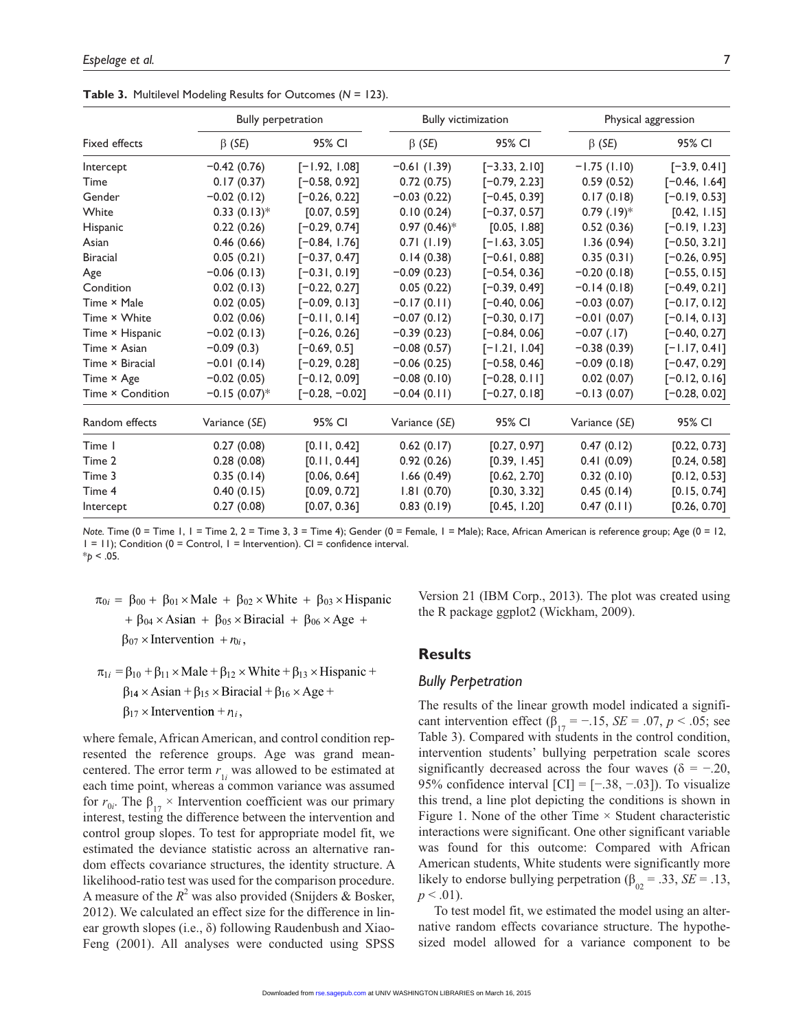**Table 3.** Multilevel Modeling Results for Outcomes (*N* = 123).

| | Bully perpetration | | Bully victimization | | Physical aggression | |
|---|---|---|---|---|---|---|
| Fixed effects | β (*SE*) | 95% CI | β (*SE*) | 95% CI | β (*SE*) | 95% CI |
| Intercept | −0.42 (0.76) | [−1.92, 1.08] | −0.61 (1.39) | [−3.33, 2.10] | −1.75 (1.10) | [−3.9, 0.41] |
| Time | 0.17 (0.37) | [−0.58, 0.92] | 0.72 (0.75) | [−0.79, 2.23] | 0.59 (0.52) | [−0.46, 1.64] |
| Gender | −0.02 (0.12) | [−0.26, 0.22] | −0.03 (0.22) | [−0.45, 0.39] | 0.17 (0.18) | [−0.19, 0.53] |
| White | 0.33 (0.13)* | [0.07, 0.59] | 0.10 (0.24) | [−0.37, 0.57] | 0.79 (.19)* | [0.42, 1.15] |
| Hispanic | 0.22 (0.26) | [−0.29, 0.74] | 0.97 (0.46)* | [0.05, 1.88] | 0.52 (0.36) | [−0.19, 1.23] |
| Asian | 0.46 (0.66) | [−0.84, 1.76] | 0.71 (1.19) | [−1.63, 3.05] | 1.36 (0.94) | [−0.50, 3.21] |
| Biracial | 0.05 (0.21) | [−0.37, 0.47] | 0.14 (0.38) | [−0.61, 0.88] | 0.35 (0.31) | [−0.26, 0.95] |
| Age | −0.06 (0.13) | [−0.31, 0.19] | −0.09 (0.23) | [−0.54, 0.36] | −0.20 (0.18) | [−0.55, 0.15] |
| Condition | 0.02 (0.13) | [−0.22, 0.27] | 0.05 (0.22) | [−0.39, 0.49] | −0.14 (0.18) | [−0.49, 0.21] |
| Time × Male | 0.02 (0.05) | [−0.09, 0.13] | −0.17 (0.11) | [−0.40, 0.06] | −0.03 (0.07) | [−0.17, 0.12] |
| Time × White | 0.02 (0.06) | [−0.11, 0.14] | −0.07 (0.12) | [−0.30, 0.17] | −0.01 (0.07) | [−0.14, 0.13] |
| Time × Hispanic | −0.02 (0.13) | [−0.26, 0.26] | −0.39 (0.23) | [−0.84, 0.06] | −0.07 (.17) | [−0.40, 0.27] |
| Time × Asian | −0.09 (0.3) | [−0.69, 0.5] | −0.08 (0.57) | [−1.21, 1.04] | −0.38 (0.39) | [−1.17, 0.41] |
| Time × Biracial | −0.01 (0.14) | [−0.29, 0.28] | −0.06 (0.25) | [−0.58, 0.46] | −0.09 (0.18) | [−0.47, 0.29] |
| Time × Age | −0.02 (0.05) | [−0.12, 0.09] | −0.08 (0.10) | [−0.28, 0.11] | 0.02 (0.07) | [−0.12, 0.16] |
| Time × Condition | −0.15 (0.07)* | [−0.28, −0.02] | −0.04 (0.11) | [−0.27, 0.18] | −0.13 (0.07) | [−0.28, 0.02] |
| Random effects | Variance (*SE*) | 95% CI | Variance (*SE*) | 95% CI | Variance (*SE*) | 95% CI |
| Time 1 | 0.27 (0.08) | [0.11, 0.42] | 0.62 (0.17) | [0.27, 0.97] | 0.47 (0.12) | [0.22, 0.73] |
| Time 2 | 0.28 (0.08) | [0.11, 0.44] | 0.92 (0.26) | [0.39, 1.45] | 0.41 (0.09) | [0.24, 0.58] |
| Time 3 | 0.35 (0.14) | [0.06, 0.64] | 1.66 (0.49) | [0.62, 2.70] | 0.32 (0.10) | [0.12, 0.53] |
| Time 4 | 0.40 (0.15) | [0.09, 0.72] | 1.81 (0.70) | [0.30, 3.32] | 0.45 (0.14) | [0.15, 0.74] |
| Intercept | 0.27 (0.08) | [0.07, 0.36] | 0.83 (0.19) | [0.45, 1.20] | 0.47 (0.11) | [0.26, 0.70] |

*Note.* Time (0 = Time 1, 1 = Time 2, 2 = Time 3, 3 = Time 4); Gender (0 = Female, 1 = Male); Race, African American is reference group; Age (0 = 12, 1 = 11); Condition (0 = Control, 1 = Intervention). CI = confidence interval.
*$p < .05$.

$$\pi_{0i} = \beta_{00} + \beta_{01} \times \text{Male} + \beta_{02} \times \text{White} + \beta_{03} \times \text{Hispanic} + \beta_{04} \times \text{Asian} + \beta_{05} \times \text{Biracial} + \beta_{06} \times \text{Age} + \beta_{07} \times \text{Intervention} + r_{0i},$$

$$\pi_{1i} = \beta_{10} + \beta_{11} \times \text{Male} + \beta_{12} \times \text{White} + \beta_{13} \times \text{Hispanic} + \beta_{14} \times \text{Asian} + \beta_{15} \times \text{Biracial} + \beta_{16} \times \text{Age} + \beta_{17} \times \text{Intervention} + r_{1i},$$

where female, African American, and control condition represented the reference groups. Age was grand mean-centered. The error term $r_{1i}$ was allowed to be estimated at each time point, whereas a common variance was assumed for $r_{0i}$. The $\beta_{17}$ × Intervention coefficient was our primary interest, testing the difference between the intervention and control group slopes. To test for appropriate model fit, we estimated the deviance statistic across an alternative random effects covariance structures, the identity structure. A likelihood-ratio test was used for the comparison procedure. A measure of the $R^2$ was also provided (Snijders & Bosker, 2012). We calculated an effect size for the difference in linear growth slopes (i.e., δ) following Raudenbush and Xiao-Feng (2001). All analyses were conducted using SPSS Version 21 (IBM Corp., 2013). The plot was created using the R package ggplot2 (Wickham, 2009).

## Results

### Bully Perpetration

The results of the linear growth model indicated a significant intervention effect ($\beta_{17} = -.15$, $SE = .07$, $p < .05$; see Table 3). Compared with students in the control condition, intervention students' bullying perpetration scale scores significantly decreased across the four waves ($\delta = -.20$, 95% confidence interval [CI] = [−.38, −.03]). To visualize this trend, a line plot depicting the conditions is shown in Figure 1. None of the other Time × Student characteristic interactions were significant. One other significant variable was found for this outcome: Compared with African American students, White students were significantly more likely to endorse bullying perpetration ($\beta_{02} = .33$, $SE = .13$, $p < .01$).

To test model fit, we estimated the model using an alternative random effects covariance structure. The hypothesized model allowed for a variance component to be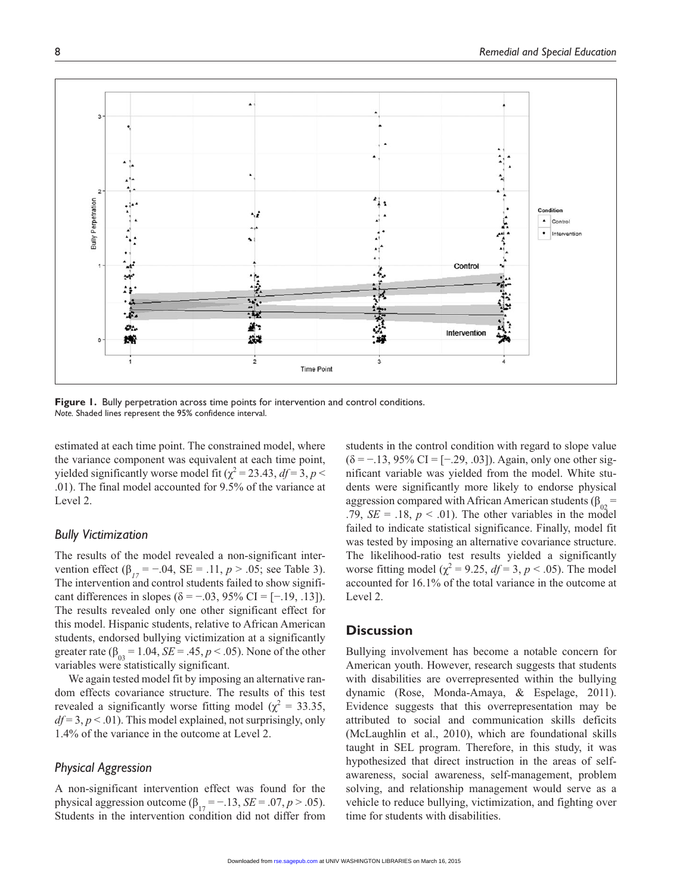Figure 1. Bully perpetration across time points for intervention and control conditions.
*Note.* Shaded lines represent the 95% confidence interval.

estimated at each time point. The constrained model, where the variance component was equivalent at each time point, yielded significantly worse model fit ($\chi^2 = 23.43$, $df = 3$, $p < .01$). The final model accounted for 9.5% of the variance at Level 2.

### *Bully Victimization*

The results of the model revealed a non-significant intervention effect ($\beta_{17} = -.04$, SE = .11, $p > .05$; see Table 3). The intervention and control students failed to show significant differences in slopes ($\delta = -.03$, 95% CI = [−.19, .13]). The results revealed only one other significant effect for this model. Hispanic students, relative to African American students, endorsed bullying victimization at a significantly greater rate ($\beta_{03} = 1.04$, $SE = .45$, $p < .05$). None of the other variables were statistically significant.

We again tested model fit by imposing an alternative random effects covariance structure. The results of this test revealed a significantly worse fitting model ($\chi^2 = 33.35$, $df = 3$, $p < .01$). This model explained, not surprisingly, only 1.4% of the variance in the outcome at Level 2.

### *Physical Aggression*

A non-significant intervention effect was found for the physical aggression outcome ($\beta_{17} = -.13$, $SE = .07$, $p > .05$). Students in the intervention condition did not differ from students in the control condition with regard to slope value ($\delta = -.13$, 95% CI = [−.29, .03]). Again, only one other significant variable was yielded from the model. White students were significantly more likely to endorse physical aggression compared with African American students ($\beta_{02} = .79$, $SE = .18$, $p < .01$). The other variables in the model failed to indicate statistical significance. Finally, model fit was tested by imposing an alternative covariance structure. The likelihood-ratio test results yielded a significantly worse fitting model ($\chi^2 = 9.25$, $df = 3$, $p < .05$). The model accounted for 16.1% of the total variance in the outcome at Level 2.

## Discussion

Bullying involvement has become a notable concern for American youth. However, research suggests that students with disabilities are overrepresented within the bullying dynamic (Rose, Monda-Amaya, & Espelage, 2011). Evidence suggests that this overrepresentation may be attributed to social and communication skills deficits (McLaughlin et al., 2010), which are foundational skills taught in SEL program. Therefore, in this study, it was hypothesized that direct instruction in the areas of self-awareness, social awareness, self-management, problem solving, and relationship management would serve as a vehicle to reduce bullying, victimization, and fighting over time for students with disabilities.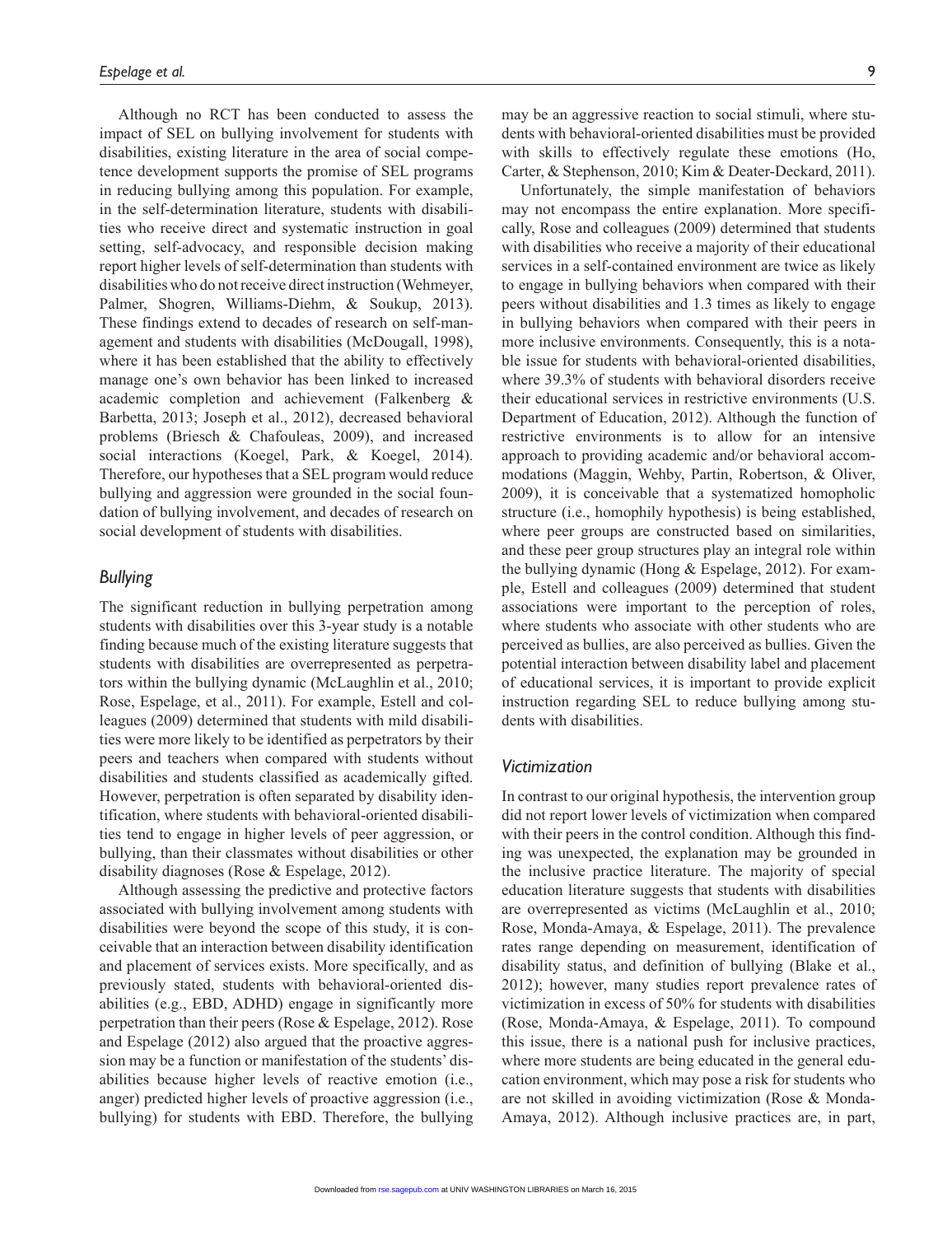Although no RCT has been conducted to assess the impact of SEL on bullying involvement for students with disabilities, existing literature in the area of social competence development supports the promise of SEL programs in reducing bullying among this population. For example, in the self-determination literature, students with disabilities who receive direct and systematic instruction in goal setting, self-advocacy, and responsible decision making report higher levels of self-determination than students with disabilities who do not receive direct instruction (Wehmeyer, Palmer, Shogren, Williams-Diehm, & Soukup, 2013). These findings extend to decades of research on self-management and students with disabilities (McDougall, 1998), where it has been established that the ability to effectively manage one's own behavior has been linked to increased academic completion and achievement (Falkenberg & Barbetta, 2013; Joseph et al., 2012), decreased behavioral problems (Briesch & Chafouleas, 2009), and increased social interactions (Koegel, Park, & Koegel, 2014). Therefore, our hypotheses that a SEL program would reduce bullying and aggression were grounded in the social foundation of bullying involvement, and decades of research on social development of students with disabilities.

## *Bullying*

The significant reduction in bullying perpetration among students with disabilities over this 3-year study is a notable finding because much of the existing literature suggests that students with disabilities are overrepresented as perpetrators within the bullying dynamic (McLaughlin et al., 2010; Rose, Espelage, et al., 2011). For example, Estell and colleagues (2009) determined that students with mild disabilities were more likely to be identified as perpetrators by their peers and teachers when compared with students without disabilities and students classified as academically gifted. However, perpetration is often separated by disability identification, where students with behavioral-oriented disabilities tend to engage in higher levels of peer aggression, or bullying, than their classmates without disabilities or other disability diagnoses (Rose & Espelage, 2012).

Although assessing the predictive and protective factors associated with bullying involvement among students with disabilities were beyond the scope of this study, it is conceivable that an interaction between disability identification and placement of services exists. More specifically, and as previously stated, students with behavioral-oriented disabilities (e.g., EBD, ADHD) engage in significantly more perpetration than their peers (Rose & Espelage, 2012). Rose and Espelage (2012) also argued that the proactive aggression may be a function or manifestation of the students' disabilities because higher levels of reactive emotion (i.e., anger) predicted higher levels of proactive aggression (i.e., bullying) for students with EBD. Therefore, the bullying may be an aggressive reaction to social stimuli, where students with behavioral-oriented disabilities must be provided with skills to effectively regulate these emotions (Ho, Carter, & Stephenson, 2010; Kim & Deater-Deckard, 2011).

Unfortunately, the simple manifestation of behaviors may not encompass the entire explanation. More specifically, Rose and colleagues (2009) determined that students with disabilities who receive a majority of their educational services in a self-contained environment are twice as likely to engage in bullying behaviors when compared with their peers without disabilities and 1.3 times as likely to engage in bullying behaviors when compared with their peers in more inclusive environments. Consequently, this is a notable issue for students with behavioral-oriented disabilities, where 39.3% of students with behavioral disorders receive their educational services in restrictive environments (U.S. Department of Education, 2012). Although the function of restrictive environments is to allow for an intensive approach to providing academic and/or behavioral accommodations (Maggin, Wehby, Partin, Robertson, & Oliver, 2009), it is conceivable that a systematized homopholic structure (i.e., homophily hypothesis) is being established, where peer groups are constructed based on similarities, and these peer group structures play an integral role within the bullying dynamic (Hong & Espelage, 2012). For example, Estell and colleagues (2009) determined that student associations were important to the perception of roles, where students who associate with other students who are perceived as bullies, are also perceived as bullies. Given the potential interaction between disability label and placement of educational services, it is important to provide explicit instruction regarding SEL to reduce bullying among students with disabilities.

## *Victimization*

In contrast to our original hypothesis, the intervention group did not report lower levels of victimization when compared with their peers in the control condition. Although this finding was unexpected, the explanation may be grounded in the inclusive practice literature. The majority of special education literature suggests that students with disabilities are overrepresented as victims (McLaughlin et al., 2010; Rose, Monda-Amaya, & Espelage, 2011). The prevalence rates range depending on measurement, identification of disability status, and definition of bullying (Blake et al., 2012); however, many studies report prevalence rates of victimization in excess of 50% for students with disabilities (Rose, Monda-Amaya, & Espelage, 2011). To compound this issue, there is a national push for inclusive practices, where more students are being educated in the general education environment, which may pose a risk for students who are not skilled in avoiding victimization (Rose & Monda-Amaya, 2012). Although inclusive practices are, in part,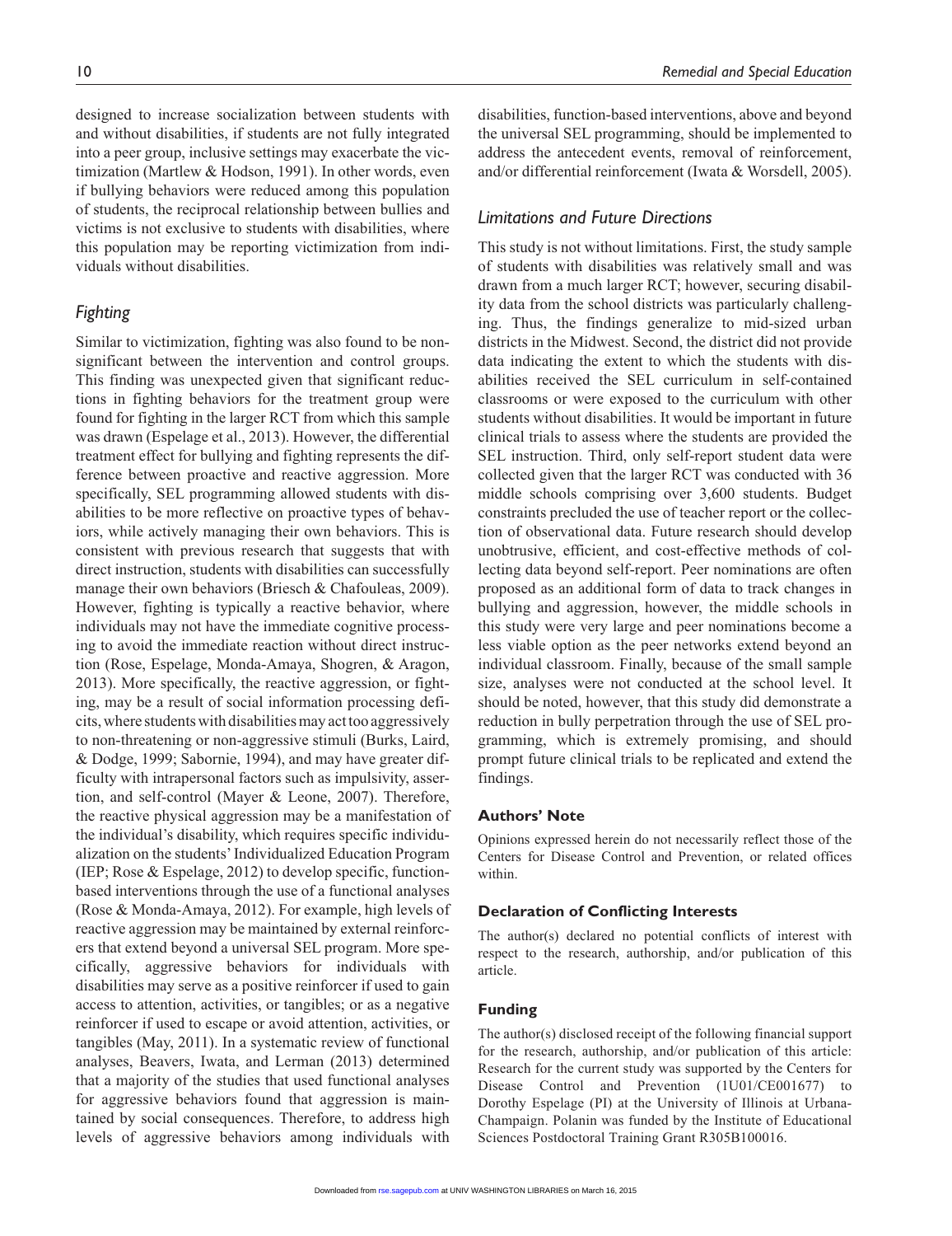designed to increase socialization between students with and without disabilities, if students are not fully integrated into a peer group, inclusive settings may exacerbate the victimization (Martlew & Hodson, 1991). In other words, even if bullying behaviors were reduced among this population of students, the reciprocal relationship between bullies and victims is not exclusive to students with disabilities, where this population may be reporting victimization from individuals without disabilities.

## *Fighting*

Similar to victimization, fighting was also found to be nonsignificant between the intervention and control groups. This finding was unexpected given that significant reductions in fighting behaviors for the treatment group were found for fighting in the larger RCT from which this sample was drawn (Espelage et al., 2013). However, the differential treatment effect for bullying and fighting represents the difference between proactive and reactive aggression. More specifically, SEL programming allowed students with disabilities to be more reflective on proactive types of behaviors, while actively managing their own behaviors. This is consistent with previous research that suggests that with direct instruction, students with disabilities can successfully manage their own behaviors (Briesch & Chafouleas, 2009). However, fighting is typically a reactive behavior, where individuals may not have the immediate cognitive processing to avoid the immediate reaction without direct instruction (Rose, Espelage, Monda-Amaya, Shogren, & Aragon, 2013). More specifically, the reactive aggression, or fighting, may be a result of social information processing deficits, where students with disabilities may act too aggressively to non-threatening or non-aggressive stimuli (Burks, Laird, & Dodge, 1999; Sabornie, 1994), and may have greater difficulty with intrapersonal factors such as impulsivity, assertion, and self-control (Mayer & Leone, 2007). Therefore, the reactive physical aggression may be a manifestation of the individual's disability, which requires specific individualization on the students' Individualized Education Program (IEP; Rose & Espelage, 2012) to develop specific, function-based interventions through the use of a functional analyses (Rose & Monda-Amaya, 2012). For example, high levels of reactive aggression may be maintained by external reinforcers that extend beyond a universal SEL program. More specifically, aggressive behaviors for individuals with disabilities may serve as a positive reinforcer if used to gain access to attention, activities, or tangibles; or as a negative reinforcer if used to escape or avoid attention, activities, or tangibles (May, 2011). In a systematic review of functional analyses, Beavers, Iwata, and Lerman (2013) determined that a majority of the studies that used functional analyses for aggressive behaviors found that aggression is maintained by social consequences. Therefore, to address high levels of aggressive behaviors among individuals with disabilities, function-based interventions, above and beyond the universal SEL programming, should be implemented to address the antecedent events, removal of reinforcement, and/or differential reinforcement (Iwata & Worsdell, 2005).

## *Limitations and Future Directions*

This study is not without limitations. First, the study sample of students with disabilities was relatively small and was drawn from a much larger RCT; however, securing disability data from the school districts was particularly challenging. Thus, the findings generalize to mid-sized urban districts in the Midwest. Second, the district did not provide data indicating the extent to which the students with disabilities received the SEL curriculum in self-contained classrooms or were exposed to the curriculum with other students without disabilities. It would be important in future clinical trials to assess where the students are provided the SEL instruction. Third, only self-report student data were collected given that the larger RCT was conducted with 36 middle schools comprising over 3,600 students. Budget constraints precluded the use of teacher report or the collection of observational data. Future research should develop unobtrusive, efficient, and cost-effective methods of collecting data beyond self-report. Peer nominations are often proposed as an additional form of data to track changes in bullying and aggression, however, the middle schools in this study were very large and peer nominations become a less viable option as the peer networks extend beyond an individual classroom. Finally, because of the small sample size, analyses were not conducted at the school level. It should be noted, however, that this study did demonstrate a reduction in bully perpetration through the use of SEL programming, which is extremely promising, and should prompt future clinical trials to be replicated and extend the findings.

### Authors' Note

Opinions expressed herein do not necessarily reflect those of the Centers for Disease Control and Prevention, or related offices within.

### Declaration of Conflicting Interests

The author(s) declared no potential conflicts of interest with respect to the research, authorship, and/or publication of this article.

### Funding

The author(s) disclosed receipt of the following financial support for the research, authorship, and/or publication of this article: Research for the current study was supported by the Centers for Disease Control and Prevention (1U01/CE001677) to Dorothy Espelage (PI) at the University of Illinois at Urbana-Champaign. Polanin was funded by the Institute of Educational Sciences Postdoctoral Training Grant R305B100016.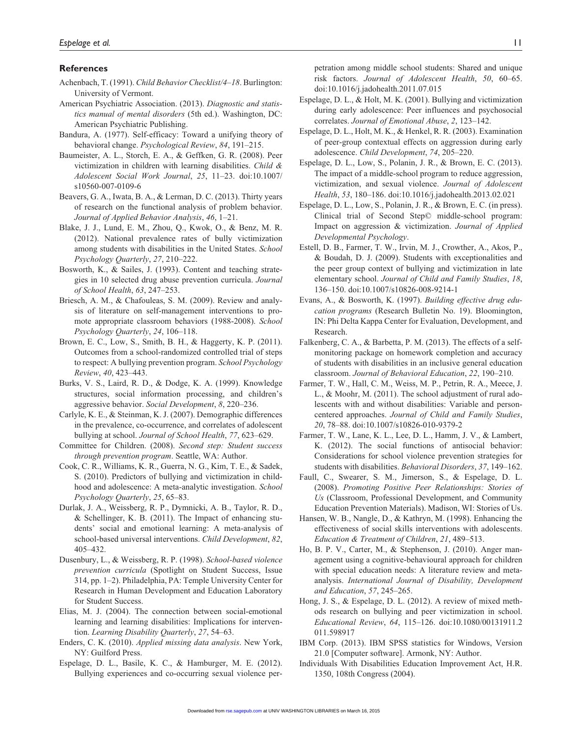## References

Achenbach, T. (1991). *Child Behavior Checklist/4–18*. Burlington: University of Vermont.

American Psychiatric Association. (2013). *Diagnostic and statistics manual of mental disorders* (5th ed.). Washington, DC: American Psychiatric Publishing.

Bandura, A. (1977). Self-efficacy: Toward a unifying theory of behavioral change. *Psychological Review*, *84*, 191–215.

Baumeister, A. L., Storch, E. A., & Geffken, G. R. (2008). Peer victimization in children with learning disabilities. *Child & Adolescent Social Work Journal*, *25*, 11–23. doi:10.1007/s10560-007-0109-6

Beavers, G. A., Iwata, B. A., & Lerman, D. C. (2013). Thirty years of research on the functional analysis of problem behavior. *Journal of Applied Behavior Analysis*, *46*, 1–21.

Blake, J. J., Lund, E. M., Zhou, Q., Kwok, O., & Benz, M. R. (2012). National prevalence rates of bully victimization among students with disabilities in the United States. *School Psychology Quarterly*, *27*, 210–222.

Bosworth, K., & Sailes, J. (1993). Content and teaching strategies in 10 selected drug abuse prevention curricula. *Journal of School Health*, *63*, 247–253.

Briesch, A. M., & Chafouleas, S. M. (2009). Review and analysis of literature on self-management interventions to promote appropriate classroom behaviors (1988-2008). *School Psychology Quarterly*, *24*, 106–118.

Brown, E. C., Low, S., Smith, B. H., & Haggerty, K. P. (2011). Outcomes from a school-randomized controlled trial of steps to respect: A bullying prevention program. *School Psychology Review*, *40*, 423–443.

Burks, V. S., Laird, R. D., & Dodge, K. A. (1999). Knowledge structures, social information processing, and children's aggressive behavior. *Social Development*, *8*, 220–236.

Carlyle, K. E., & Steinman, K. J. (2007). Demographic differences in the prevalence, co-occurrence, and correlates of adolescent bullying at school. *Journal of School Health*, *77*, 623–629.

Committee for Children. (2008). *Second step: Student success through prevention program*. Seattle, WA: Author.

Cook, C. R., Williams, K. R., Guerra, N. G., Kim, T. E., & Sadek, S. (2010). Predictors of bullying and victimization in childhood and adolescence: A meta-analytic investigation. *School Psychology Quarterly*, *25*, 65–83.

Durlak, J. A., Weissberg, R. P., Dymnicki, A. B., Taylor, R. D., & Schellinger, K. B. (2011). The Impact of enhancing students' social and emotional learning: A meta-analysis of school-based universal interventions. *Child Development*, *82*, 405–432.

Dusenbury, L., & Weissberg, R. P. (1998). *School-based violence prevention curricula* (Spotlight on Student Success, Issue 314, pp. 1–2). Philadelphia, PA: Temple University Center for Research in Human Development and Education Laboratory for Student Success.

Elias, M. J. (2004). The connection between social-emotional learning and learning disabilities: Implications for intervention. *Learning Disability Quarterly*, *27*, 54–63.

Enders, C. K. (2010). *Applied missing data analysis*. New York, NY: Guilford Press.

Espelage, D. L., Basile, K. C., & Hamburger, M. E. (2012). Bullying experiences and co-occurring sexual violence perpetration among middle school students: Shared and unique risk factors. *Journal of Adolescent Health*, *50*, 60–65. doi:10.1016/j.jadohealth.2011.07.015

Espelage, D. L., & Holt, M. K. (2001). Bullying and victimization during early adolescence: Peer influences and psychosocial correlates. *Journal of Emotional Abuse*, *2*, 123–142.

Espelage, D. L., Holt, M. K., & Henkel, R. R. (2003). Examination of peer-group contextual effects on aggression during early adolescence. *Child Development*, *74*, 205–220.

Espelage, D. L., Low, S., Polanin, J. R., & Brown, E. C. (2013). The impact of a middle-school program to reduce aggression, victimization, and sexual violence. *Journal of Adolescent Health*, *53*, 180–186. doi:10.1016/j.jadohealth.2013.02.021

Espelage, D. L., Low, S., Polanin, J. R., & Brown, E. C. (in press). Clinical trial of Second Step© middle-school program: Impact on aggression & victimization. *Journal of Applied Developmental Psychology*.

Estell, D. B., Farmer, T. W., Irvin, M. J., Crowther, A., Akos, P., & Boudah, D. J. (2009). Students with exceptionalities and the peer group context of bullying and victimization in late elementary school. *Journal of Child and Family Studies*, *18*, 136–150. doi:10.1007/s10826-008-9214-1

Evans, A., & Bosworth, K. (1997). *Building effective drug education programs* (Research Bulletin No. 19). Bloomington, IN: Phi Delta Kappa Center for Evaluation, Development, and Research.

Falkenberg, C. A., & Barbetta, P. M. (2013). The effects of a self-monitoring package on homework completion and accuracy of students with disabilities in an inclusive general education classroom. *Journal of Behavioral Education*, *22*, 190–210.

Farmer, T. W., Hall, C. M., Weiss, M. P., Petrin, R. A., Meece, J. L., & Moohr, M. (2011). The school adjustment of rural adolescents with and without disabilities: Variable and person-centered approaches. *Journal of Child and Family Studies*, *20*, 78–88. doi:10.1007/s10826-010-9379-2

Farmer, T. W., Lane, K. L., Lee, D. L., Hamm, J. V., & Lambert, K. (2012). The social functions of antisocial behavior: Considerations for school violence prevention strategies for students with disabilities. *Behavioral Disorders*, *37*, 149–162.

Faull, C., Swearer, S. M., Jimerson, S., & Espelage, D. L. (2008). *Promoting Positive Peer Relationships: Stories of Us* (Classroom, Professional Development, and Community Education Prevention Materials). Madison, WI: Stories of Us.

Hansen, W. B., Nangle, D., & Kathryn, M. (1998). Enhancing the effectiveness of social skills interventions with adolescents. *Education & Treatment of Children*, *21*, 489–513.

Ho, B. P. V., Carter, M., & Stephenson, J. (2010). Anger management using a cognitive-behavioural approach for children with special education needs: A literature review and meta-analysis. *International Journal of Disability, Development and Education*, *57*, 245–265.

Hong, J. S., & Espelage, D. L. (2012). A review of mixed methods research on bullying and peer victimization in school. *Educational Review*, *64*, 115–126. doi:10.1080/00131911.2011.598917

IBM Corp. (2013). IBM SPSS statistics for Windows, Version 21.0 [Computer software]. Armonk, NY: Author.

Individuals With Disabilities Education Improvement Act, H.R. 1350, 108th Congress (2004).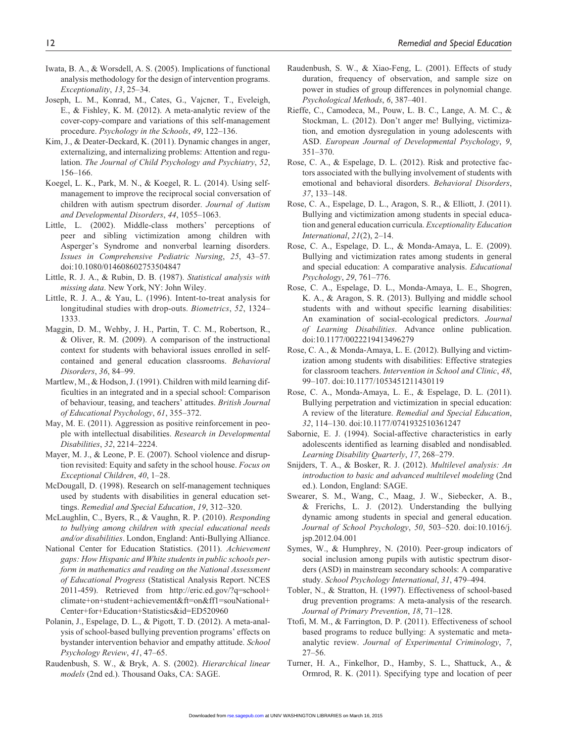Iwata, B. A., & Worsdell, A. S. (2005). Implications of functional analysis methodology for the design of intervention programs. *Exceptionality*, *13*, 25–34.

Joseph, L. M., Konrad, M., Cates, G., Vajcner, T., Eveleigh, E., & Fishley, K. M. (2012). A meta-analytic review of the cover-copy-compare and variations of this self-management procedure. *Psychology in the Schools*, *49*, 122–136.

Kim, J., & Deater-Deckard, K. (2011). Dynamic changes in anger, externalizing, and internalizing problems: Attention and regulation. *The Journal of Child Psychology and Psychiatry*, *52*, 156–166.

Koegel, L. K., Park, M. N., & Koegel, R. L. (2014). Using self-management to improve the reciprocal social conversation of children with autism spectrum disorder. *Journal of Autism and Developmental Disorders*, *44*, 1055–1063.

Little, L. (2002). Middle-class mothers' perceptions of peer and sibling victimization among children with Asperger's Syndrome and nonverbal learning disorders. *Issues in Comprehensive Pediatric Nursing*, *25*, 43–57. doi:10.1080/014608602753504847

Little, R. J. A., & Rubin, D. B. (1987). *Statistical analysis with missing data*. New York, NY: John Wiley.

Little, R. J. A., & Yau, L. (1996). Intent-to-treat analysis for longitudinal studies with drop-outs. *Biometrics*, *52*, 1324–1333.

Maggin, D. M., Wehby, J. H., Partin, T. C. M., Robertson, R., & Oliver, R. M. (2009). A comparison of the instructional context for students with behavioral issues enrolled in self-contained and general education classrooms. *Behavioral Disorders*, *36*, 84–99.

Martlew, M., & Hodson, J. (1991). Children with mild learning difficulties in an integrated and in a special school: Comparison of behaviour, teasing, and teachers' attitudes. *British Journal of Educational Psychology*, *61*, 355–372.

May, M. E. (2011). Aggression as positive reinforcement in people with intellectual disabilities. *Research in Developmental Disabilities*, *32*, 2214–2224.

Mayer, M. J., & Leone, P. E. (2007). School violence and disruption revisited: Equity and safety in the school house. *Focus on Exceptional Children*, *40*, 1–28.

McDougall, D. (1998). Research on self-management techniques used by students with disabilities in general education settings. *Remedial and Special Education*, *19*, 312–320.

McLaughlin, C., Byers, R., & Vaughn, R. P. (2010). *Responding to bullying among children with special educational needs and/or disabilities*. London, England: Anti-Bullying Alliance.

National Center for Education Statistics. (2011). *Achievement gaps: How Hispanic and White students in public schools perform in mathematics and reading on the National Assessment of Educational Progress* (Statistical Analysis Report. NCES 2011-459). Retrieved from http://eric.ed.gov/?q=school+climate+on+student+achievement&ft=on&ff1=souNational+Center+for+Education+Statistics&id=ED520960

Polanin, J., Espelage, D. L., & Pigott, T. D. (2012). A meta-analysis of school-based bullying prevention programs' effects on bystander intervention behavior and empathy attitude. *School Psychology Review*, *41*, 47–65.

Raudenbush, S. W., & Bryk, A. S. (2002). *Hierarchical linear models* (2nd ed.). Thousand Oaks, CA: SAGE.

Raudenbush, S. W., & Xiao-Feng, L. (2001). Effects of study duration, frequency of observation, and sample size on power in studies of group differences in polynomial change. *Psychological Methods*, *6*, 387–401.

Rieffe, C., Camodeca, M., Pouw, L. B. C., Lange, A. M. C., & Stockman, L. (2012). Don't anger me! Bullying, victimization, and emotion dysregulation in young adolescents with ASD. *European Journal of Developmental Psychology*, *9*, 351–370.

Rose, C. A., & Espelage, D. L. (2012). Risk and protective factors associated with the bullying involvement of students with emotional and behavioral disorders. *Behavioral Disorders*, *37*, 133–148.

Rose, C. A., Espelage, D. L., Aragon, S. R., & Elliott, J. (2011). Bullying and victimization among students in special education and general education curricula. *Exceptionality Education International*, *21*(2), 2–14.

Rose, C. A., Espelage, D. L., & Monda-Amaya, L. E. (2009). Bullying and victimization rates among students in general and special education: A comparative analysis. *Educational Psychology*, *29*, 761–776.

Rose, C. A., Espelage, D. L., Monda-Amaya, L. E., Shogren, K. A., & Aragon, S. R. (2013). Bullying and middle school students with and without specific learning disabilities: An examination of social-ecological predictors. *Journal of Learning Disabilities*. Advance online publication. doi:10.1177/0022219413496279

Rose, C. A., & Monda-Amaya, L. E. (2012). Bullying and victimization among students with disabilities: Effective strategies for classroom teachers. *Intervention in School and Clinic*, *48*, 99–107. doi:10.1177/1053451211430119

Rose, C. A., Monda-Amaya, L. E., & Espelage, D. L. (2011). Bullying perpetration and victimization in special education: A review of the literature. *Remedial and Special Education*, *32*, 114–130. doi:10.1177/0741932510361247

Sabornie, E. J. (1994). Social-affective characteristics in early adolescents identified as learning disabled and nondisabled. *Learning Disability Quarterly*, *17*, 268–279.

Snijders, T. A., & Bosker, R. J. (2012). *Multilevel analysis: An introduction to basic and advanced multilevel modeling* (2nd ed.). London, England: SAGE.

Swearer, S. M., Wang, C., Maag, J. W., Siebecker, A. B., & Frerichs, L. J. (2012). Understanding the bullying dynamic among students in special and general education. *Journal of School Psychology*, *50*, 503–520. doi:10.1016/j.jsp.2012.04.001

Symes, W., & Humphrey, N. (2010). Peer-group indicators of social inclusion among pupils with autistic spectrum disorders (ASD) in mainstream secondary schools: A comparative study. *School Psychology International*, *31*, 479–494.

Tobler, N., & Stratton, H. (1997). Effectiveness of school-based drug prevention programs: A meta-analysis of the research. *Journal of Primary Prevention*, *18*, 71–128.

Ttofi, M. M., & Farrington, D. P. (2011). Effectiveness of school based programs to reduce bullying: A systematic and meta-analytic review. *Journal of Experimental Criminology*, *7*, 27–56.

Turner, H. A., Finkelhor, D., Hamby, S. L., Shattuck, A., & Ormrod, R. K. (2011). Specifying type and location of peer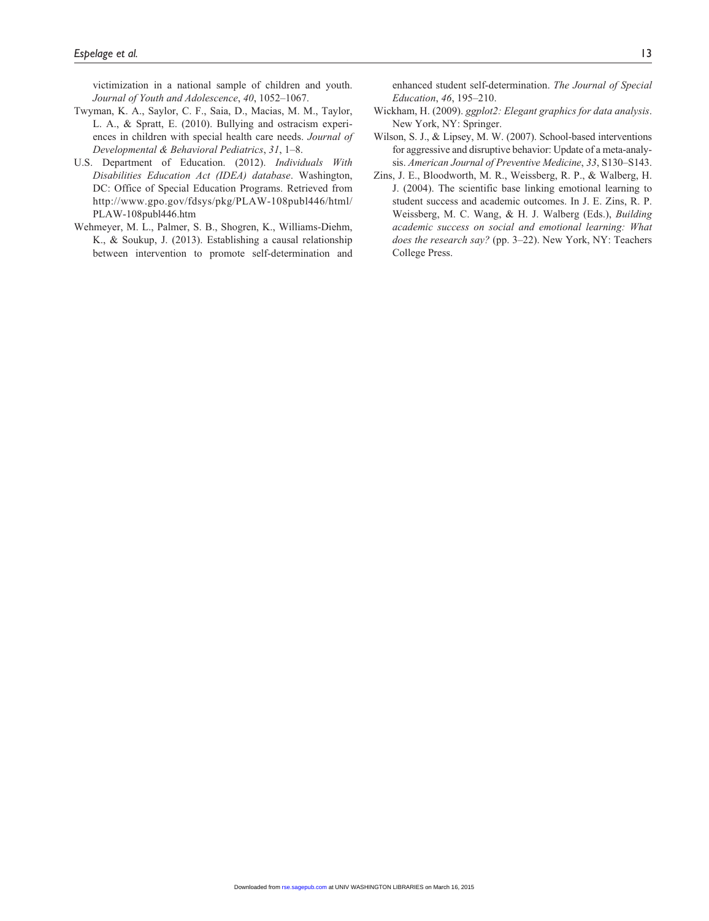victimization in a national sample of children and youth. *Journal of Youth and Adolescence*, *40*, 1052–1067.

Twyman, K. A., Saylor, C. F., Saia, D., Macias, M. M., Taylor, L. A., & Spratt, E. (2010). Bullying and ostracism experiences in children with special health care needs. *Journal of Developmental & Behavioral Pediatrics*, *31*, 1–8.

U.S. Department of Education. (2012). *Individuals With Disabilities Education Act (IDEA) database*. Washington, DC: Office of Special Education Programs. Retrieved from http://www.gpo.gov/fdsys/pkg/PLAW-108publ446/html/PLAW-108publ446.htm

Wehmeyer, M. L., Palmer, S. B., Shogren, K., Williams-Diehm, K., & Soukup, J. (2013). Establishing a causal relationship between intervention to promote self-determination and enhanced student self-determination. *The Journal of Special Education*, *46*, 195–210.

Wickham, H. (2009). *ggplot2: Elegant graphics for data analysis*. New York, NY: Springer.

Wilson, S. J., & Lipsey, M. W. (2007). School-based interventions for aggressive and disruptive behavior: Update of a meta-analysis. *American Journal of Preventive Medicine*, *33*, S130–S143.

Zins, J. E., Bloodworth, M. R., Weissberg, R. P., & Walberg, H. J. (2004). The scientific base linking emotional learning to student success and academic outcomes. In J. E. Zins, R. P. Weissberg, M. C. Wang, & H. J. Walberg (Eds.), *Building academic success on social and emotional learning: What does the research say?* (pp. 3–22). New York, NY: Teachers College Press.